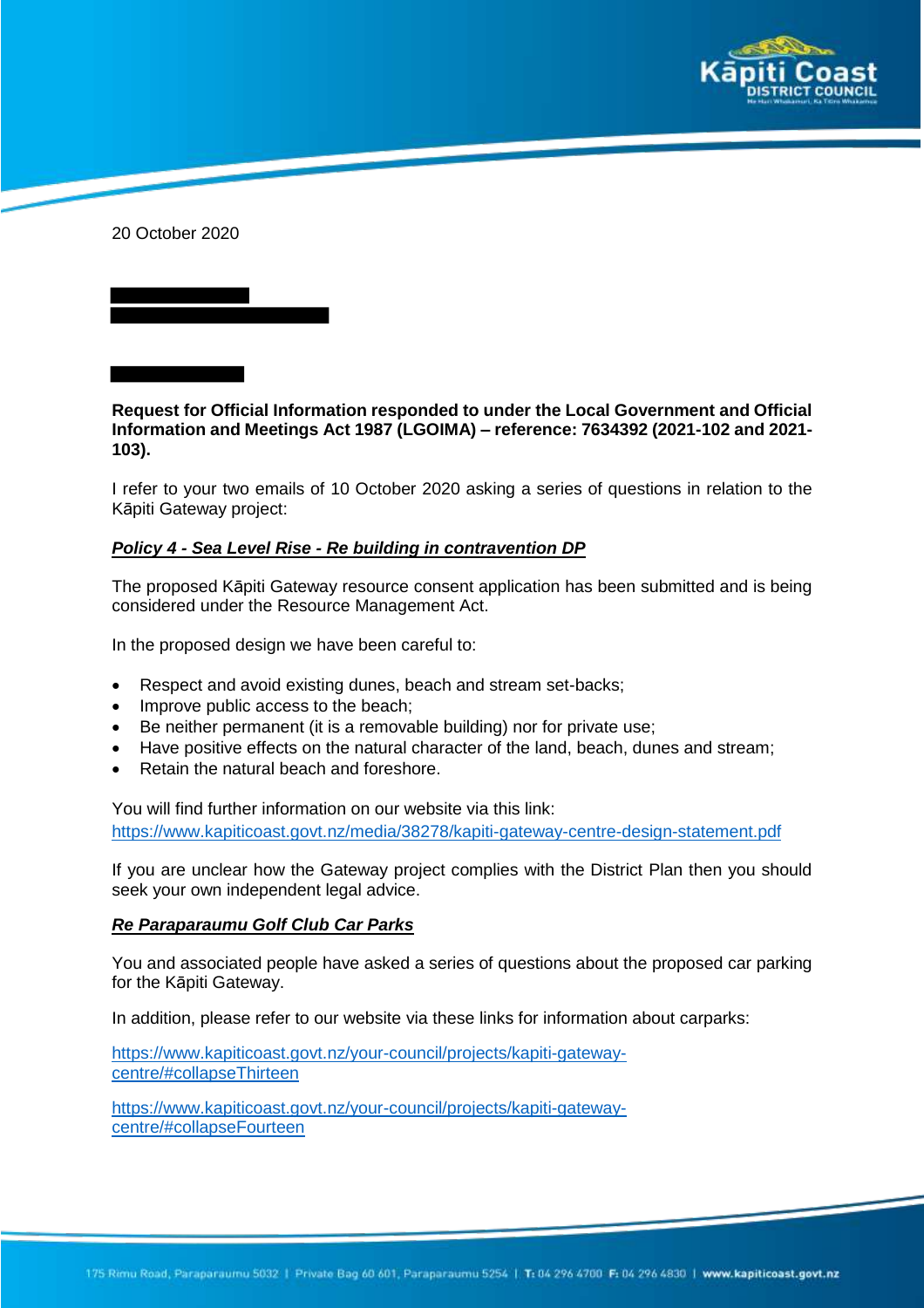20 October 2020

**Request for Official Information responded to under the Local Government and Official Information and Meetings Act 1987 (LGOIMA) – reference: 7634392 (2021-102 and 2021-103).**

I refer to your two emails of 10 October 2020 asking a series of questions in relation to the Kāpiti Gateway project:

***Policy 4 - Sea Level Rise - Re building in contravention DP***

The proposed Kāpiti Gateway resource consent application has been submitted and is being considered under the Resource Management Act.

In the proposed design we have been careful to:

- Respect and avoid existing dunes, beach and stream set-backs;
- Improve public access to the beach;
- Be neither permanent (it is a removable building) nor for private use;
- Have positive effects on the natural character of the land, beach, dunes and stream;
- Retain the natural beach and foreshore.

You will find further information on our website via this link:
https://www.kapiticoast.govt.nz/media/38278/kapiti-gateway-centre-design-statement.pdf

If you are unclear how the Gateway project complies with the District Plan then you should seek your own independent legal advice.

***Re Paraparaumu Golf Club Car Parks***

You and associated people have asked a series of questions about the proposed car parking for the Kāpiti Gateway.

In addition, please refer to our website via these links for information about carparks:

https://www.kapiticoast.govt.nz/your-council/projects/kapiti-gateway-centre/#collapseThirteen

https://www.kapiticoast.govt.nz/your-council/projects/kapiti-gateway-centre/#collapseFourteen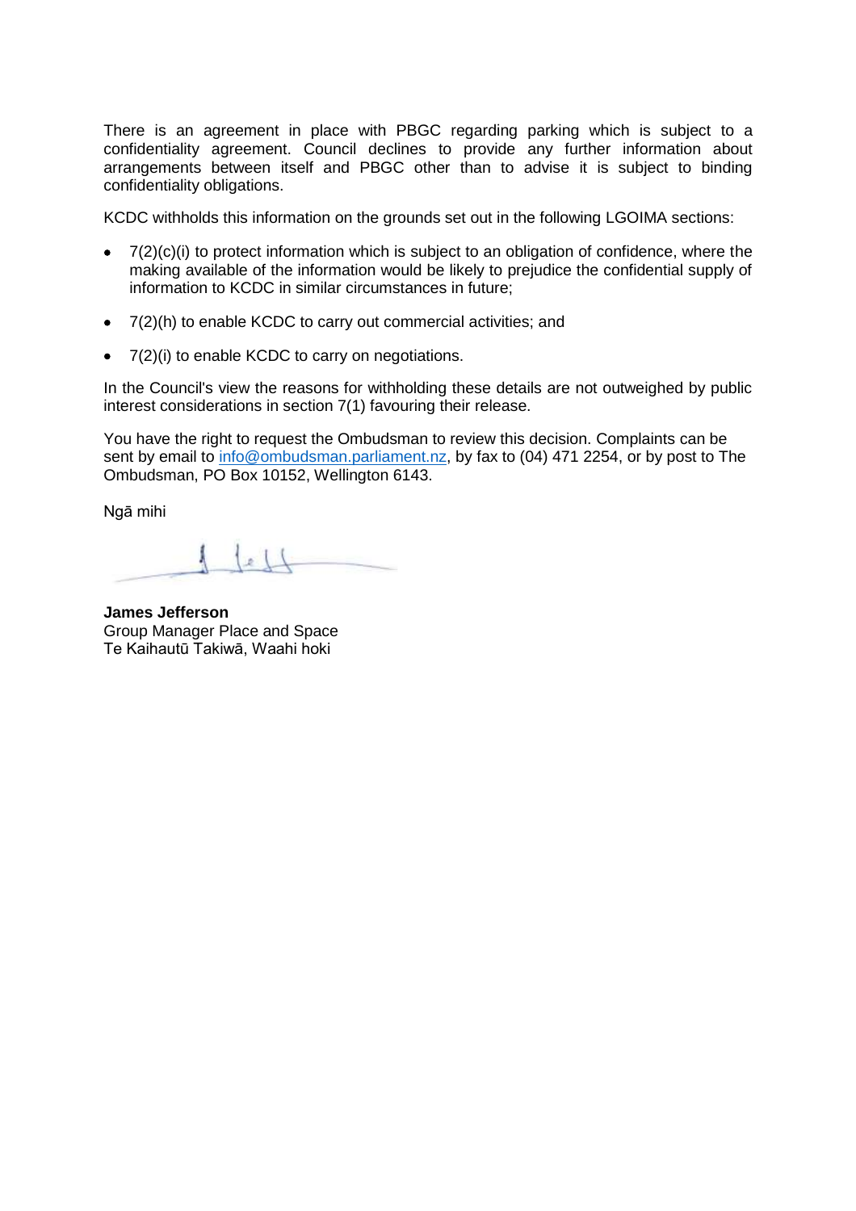There is an agreement in place with PBGC regarding parking which is subject to a confidentiality agreement. Council declines to provide any further information about arrangements between itself and PBGC other than to advise it is subject to binding confidentiality obligations.

KCDC withholds this information on the grounds set out in the following LGOIMA sections:

- 7(2)(c)(i) to protect information which is subject to an obligation of confidence, where the making available of the information would be likely to prejudice the confidential supply of information to KCDC in similar circumstances in future;
- 7(2)(h) to enable KCDC to carry out commercial activities; and
- 7(2)(i) to enable KCDC to carry on negotiations.

In the Council's view the reasons for withholding these details are not outweighed by public interest considerations in section 7(1) favouring their release.

You have the right to request the Ombudsman to review this decision. Complaints can be sent by email to info@ombudsman.parliament.nz, by fax to (04) 471 2254, or by post to The Ombudsman, PO Box 10152, Wellington 6143.

Ngā mihi

**James Jefferson**
Group Manager Place and Space
Te Kaihautū Takiwā, Waahi hoki